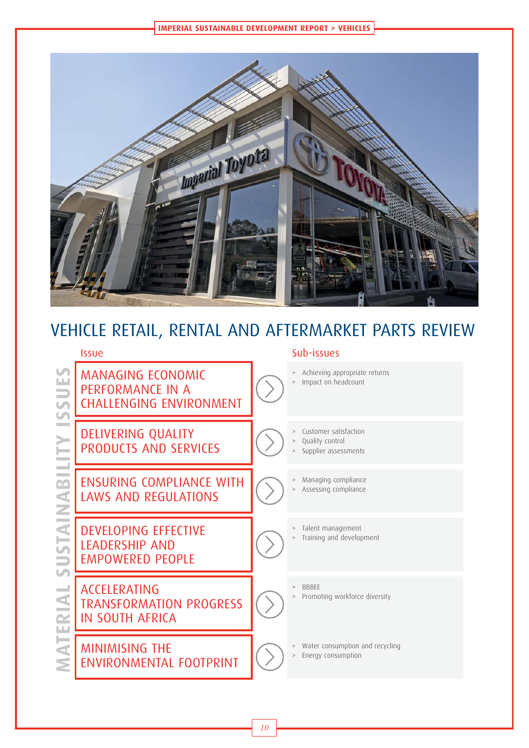# VEHICLE RETAIL, RENTAL AND AFTERMARKET PARTS REVIEW

## MATERIAL SUSTAINABILITY ISSUES

| Issue | Sub-issues |
| --- | --- |
| MANAGING ECONOMIC PERFORMANCE IN A CHALLENGING ENVIRONMENT | > Achieving appropriate returns<br>> Impact on headcount |
| DELIVERING QUALITY PRODUCTS AND SERVICES | > Customer satisfaction<br>> Quality control<br>> Supplier assessments |
| ENSURING COMPLIANCE WITH LAWS AND REGULATIONS | > Managing compliance<br>> Assessing compliance |
| DEVELOPING EFFECTIVE LEADERSHIP AND EMPOWERED PEOPLE | > Talent management<br>> Training and development |
| ACCELERATING TRANSFORMATION PROGRESS IN SOUTH AFRICA | > BBBEE<br>> Promoting workforce diversity |
| MINIMISING THE ENVIRONMENTAL FOOTPRINT | > Water consumption and recycling<br>> Energy consumption |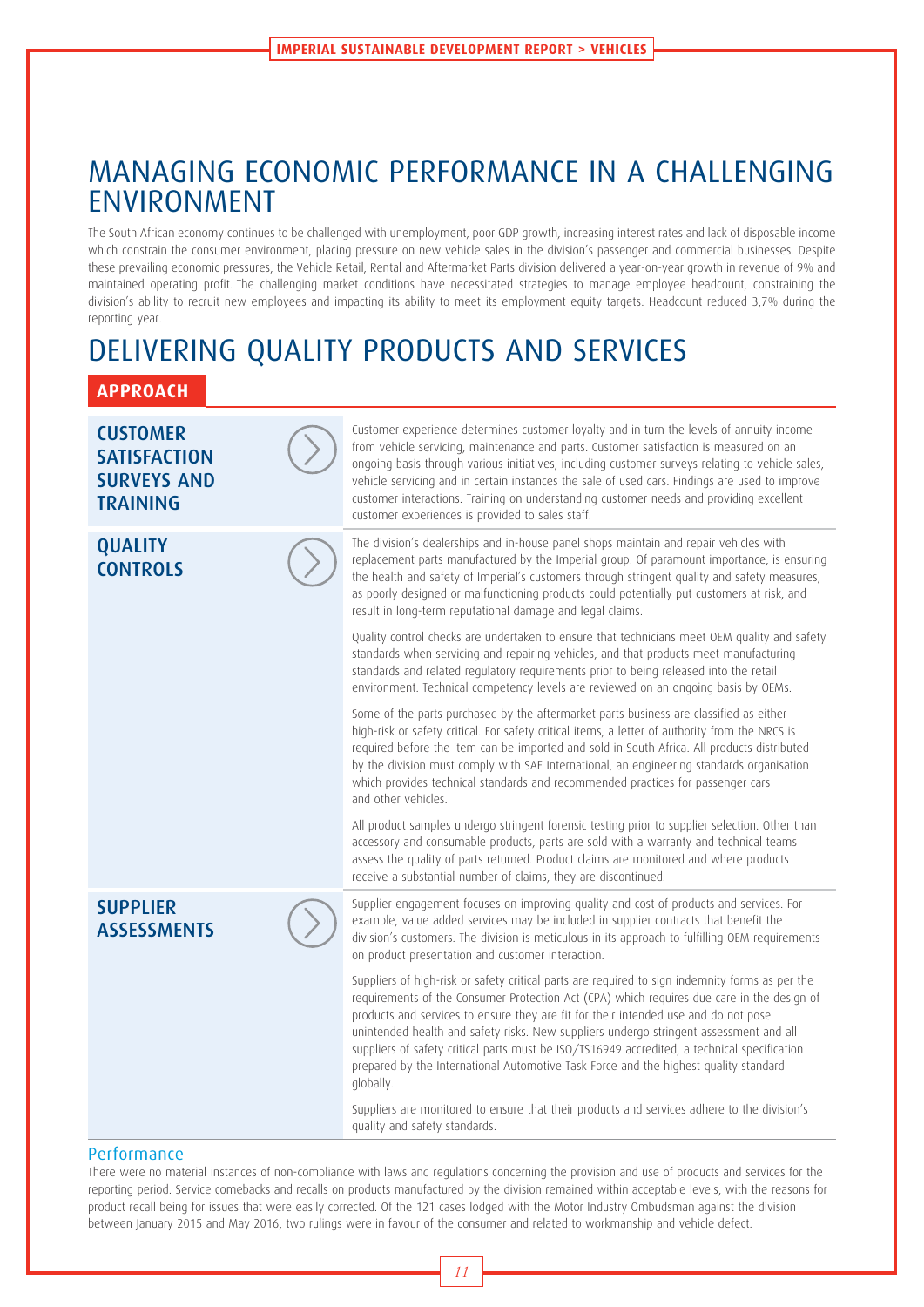# MANAGING ECONOMIC PERFORMANCE IN A CHALLENGING ENVIRONMENT

The South African economy continues to be challenged with unemployment, poor GDP growth, increasing interest rates and lack of disposable income which constrain the consumer environment, placing pressure on new vehicle sales in the division's passenger and commercial businesses. Despite these prevailing economic pressures, the Vehicle Retail, Rental and Aftermarket Parts division delivered a year-on-year growth in revenue of 9% and maintained operating profit. The challenging market conditions have necessitated strategies to manage employee headcount, constraining the division's ability to recruit new employees and impacting its ability to meet its employment equity targets. Headcount reduced 3,7% during the reporting year.

# DELIVERING QUALITY PRODUCTS AND SERVICES

## APPROACH

### CUSTOMER SATISFACTION SURVEYS AND TRAINING

Customer experience determines customer loyalty and in turn the levels of annuity income from vehicle servicing, maintenance and parts. Customer satisfaction is measured on an ongoing basis through various initiatives, including customer surveys relating to vehicle sales, vehicle servicing and in certain instances the sale of used cars. Findings are used to improve customer interactions. Training on understanding customer needs and providing excellent customer experiences is provided to sales staff.

### QUALITY CONTROLS

The division's dealerships and in-house panel shops maintain and repair vehicles with replacement parts manufactured by the Imperial group. Of paramount importance, is ensuring the health and safety of Imperial's customers through stringent quality and safety measures, as poorly designed or malfunctioning products could potentially put customers at risk, and result in long-term reputational damage and legal claims.

Quality control checks are undertaken to ensure that technicians meet OEM quality and safety standards when servicing and repairing vehicles, and that products meet manufacturing standards and related regulatory requirements prior to being released into the retail environment. Technical competency levels are reviewed on an ongoing basis by OEMs.

Some of the parts purchased by the aftermarket parts business are classified as either high-risk or safety critical. For safety critical items, a letter of authority from the NRCS is required before the item can be imported and sold in South Africa. All products distributed by the division must comply with SAE International, an engineering standards organisation which provides technical standards and recommended practices for passenger cars and other vehicles.

All product samples undergo stringent forensic testing prior to supplier selection. Other than accessory and consumable products, parts are sold with a warranty and technical teams assess the quality of parts returned. Product claims are monitored and where products receive a substantial number of claims, they are discontinued.

### SUPPLIER ASSESSMENTS

Supplier engagement focuses on improving quality and cost of products and services. For example, value added services may be included in supplier contracts that benefit the division's customers. The division is meticulous in its approach to fulfilling OEM requirements on product presentation and customer interaction.

Suppliers of high-risk or safety critical parts are required to sign indemnity forms as per the requirements of the Consumer Protection Act (CPA) which requires due care in the design of products and services to ensure they are fit for their intended use and do not pose unintended health and safety risks. New suppliers undergo stringent assessment and all suppliers of safety critical parts must be ISO/TS16949 accredited, a technical specification prepared by the International Automotive Task Force and the highest quality standard globally.

Suppliers are monitored to ensure that their products and services adhere to the division's quality and safety standards.

## Performance

There were no material instances of non-compliance with laws and regulations concerning the provision and use of products and services for the reporting period. Service comebacks and recalls on products manufactured by the division remained within acceptable levels, with the reasons for product recall being for issues that were easily corrected. Of the 121 cases lodged with the Motor Industry Ombudsman against the division between January 2015 and May 2016, two rulings were in favour of the consumer and related to workmanship and vehicle defect.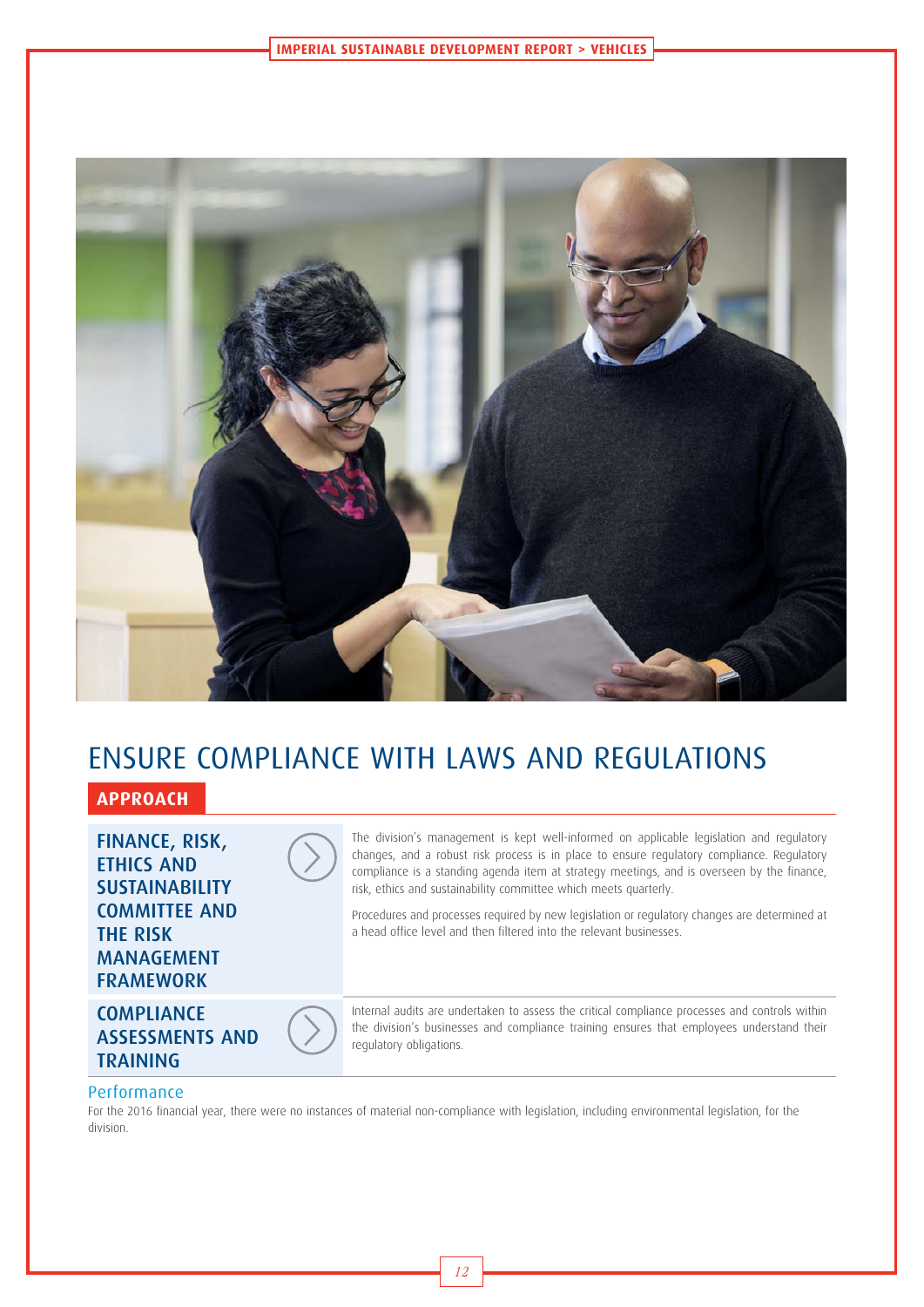# ENSURE COMPLIANCE WITH LAWS AND REGULATIONS

## APPROACH

### FINANCE, RISK, ETHICS AND SUSTAINABILITY COMMITTEE AND THE RISK MANAGEMENT FRAMEWORK

The division's management is kept well-informed on applicable legislation and regulatory changes, and a robust risk process is in place to ensure regulatory compliance. Regulatory compliance is a standing agenda item at strategy meetings, and is overseen by the finance, risk, ethics and sustainability committee which meets quarterly.

Procedures and processes required by new legislation or regulatory changes are determined at a head office level and then filtered into the relevant businesses.

### COMPLIANCE ASSESSMENTS AND TRAINING

Internal audits are undertaken to assess the critical compliance processes and controls within the division's businesses and compliance training ensures that employees understand their regulatory obligations.

## Performance

For the 2016 financial year, there were no instances of material non-compliance with legislation, including environmental legislation, for the division.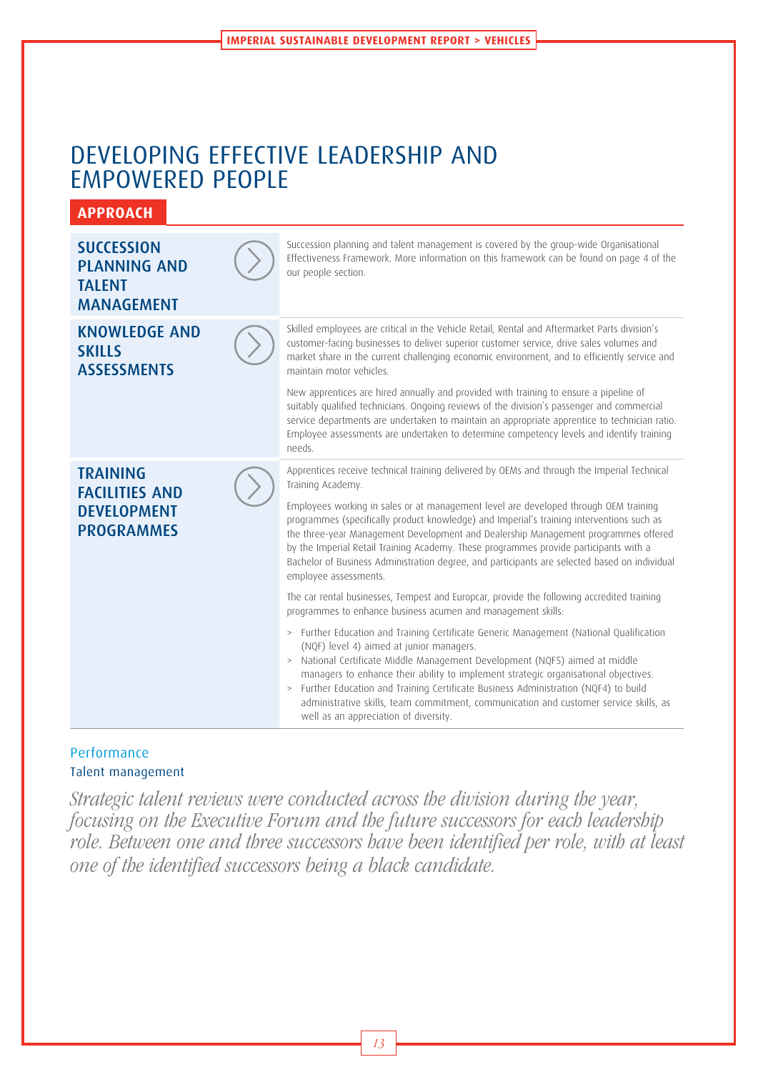# DEVELOPING EFFECTIVE LEADERSHIP AND EMPOWERED PEOPLE

## APPROACH

### SUCCESSION PLANNING AND TALENT MANAGEMENT

Succession planning and talent management is covered by the group-wide Organisational Effectiveness Framework. More information on this framework can be found on page 4 of the our people section.

### KNOWLEDGE AND SKILLS ASSESSMENTS

Skilled employees are critical in the Vehicle Retail, Rental and Aftermarket Parts division's customer-facing businesses to deliver superior customer service, drive sales volumes and market share in the current challenging economic environment, and to efficiently service and maintain motor vehicles.

New apprentices are hired annually and provided with training to ensure a pipeline of suitably qualified technicians. Ongoing reviews of the division's passenger and commercial service departments are undertaken to maintain an appropriate apprentice to technician ratio. Employee assessments are undertaken to determine competency levels and identify training needs.

### TRAINING FACILITIES AND DEVELOPMENT PROGRAMMES

Apprentices receive technical training delivered by OEMs and through the Imperial Technical Training Academy.

Employees working in sales or at management level are developed through OEM training programmes (specifically product knowledge) and Imperial's training interventions such as the three-year Management Development and Dealership Management programmes offered by the Imperial Retail Training Academy. These programmes provide participants with a Bachelor of Business Administration degree, and participants are selected based on individual employee assessments.

The car rental businesses, Tempest and Europcar, provide the following accredited training programmes to enhance business acumen and management skills:

- Further Education and Training Certificate Generic Management (National Qualification (NQF) level 4) aimed at junior managers.
- National Certificate Middle Management Development (NQF5) aimed at middle managers to enhance their ability to implement strategic organisational objectives.
- Further Education and Training Certificate Business Administration (NQF4) to build administrative skills, team commitment, communication and customer service skills, as well as an appreciation of diversity.

## Performance

### Talent management

*Strategic talent reviews were conducted across the division during the year, focusing on the Executive Forum and the future successors for each leadership role. Between one and three successors have been identified per role, with at least one of the identified successors being a black candidate.*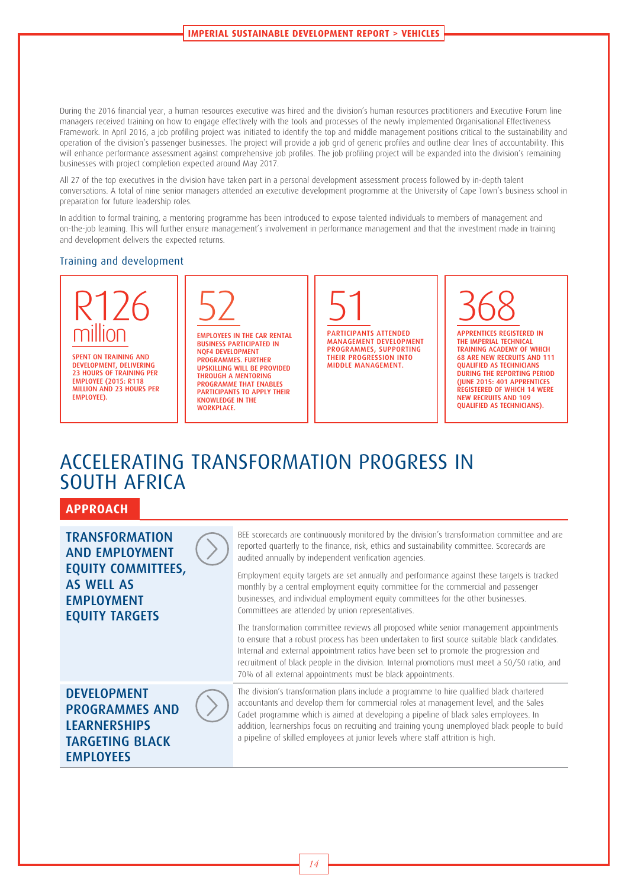During the 2016 financial year, a human resources executive was hired and the division's human resources practitioners and Executive Forum line managers received training on how to engage effectively with the tools and processes of the newly implemented Organisational Effectiveness Framework. In April 2016, a job profiling project was initiated to identify the top and middle management positions critical to the sustainability and operation of the division's passenger businesses. The project will provide a job grid of generic profiles and outline clear lines of accountability. This will enhance performance assessment against comprehensive job profiles. The job profiling project will be expanded into the division's remaining businesses with project completion expected around May 2017.

All 27 of the top executives in the division have taken part in a personal development assessment process followed by in-depth talent conversations. A total of nine senior managers attended an executive development programme at the University of Cape Town's business school in preparation for future leadership roles.

In addition to formal training, a mentoring programme has been introduced to expose talented individuals to members of management and on-the-job learning. This will further ensure management's involvement in performance management and that the investment made in training and development delivers the expected returns.

### Training and development

**R126 million**

SPENT ON TRAINING AND DEVELOPMENT, DELIVERING 23 HOURS OF TRAINING PER EMPLOYEE (2015: R118 MILLION AND 23 HOURS PER EMPLOYEE).

**52**

EMPLOYEES IN THE CAR RENTAL BUSINESS PARTICIPATED IN NQF4 DEVELOPMENT PROGRAMMES. FURTHER UPSKILLING WILL BE PROVIDED THROUGH A MENTORING PROGRAMME THAT ENABLES PARTICIPANTS TO APPLY THEIR KNOWLEDGE IN THE WORKPLACE.

**51**

PARTICIPANTS ATTENDED MANAGEMENT DEVELOPMENT PROGRAMMES, SUPPORTING THEIR PROGRESSION INTO MIDDLE MANAGEMENT.

**368**

APPRENTICES REGISTERED IN THE IMPERIAL TECHNICAL TRAINING ACADEMY OF WHICH 68 ARE NEW RECRUITS AND 111 QUALIFIED AS TECHNICIANS DURING THE REPORTING PERIOD (JUNE 2015: 401 APPRENTICES REGISTERED OF WHICH 14 WERE NEW RECRUITS AND 109 QUALIFIED AS TECHNICIANS).

# ACCELERATING TRANSFORMATION PROGRESS IN SOUTH AFRICA

## APPROACH

### TRANSFORMATION AND EMPLOYMENT EQUITY COMMITTEES, AS WELL AS EMPLOYMENT EQUITY TARGETS

BEE scorecards are continuously monitored by the division's transformation committee and are reported quarterly to the finance, risk, ethics and sustainability committee. Scorecards are audited annually by independent verification agencies.

Employment equity targets are set annually and performance against these targets is tracked monthly by a central employment equity committee for the commercial and passenger businesses, and individual employment equity committees for the other businesses. Committees are attended by union representatives.

The transformation committee reviews all proposed white senior management appointments to ensure that a robust process has been undertaken to first source suitable black candidates. Internal and external appointment ratios have been set to promote the progression and recruitment of black people in the division. Internal promotions must meet a 50/50 ratio, and 70% of all external appointments must be black appointments.

### DEVELOPMENT PROGRAMMES AND LEARNERSHIPS TARGETING BLACK EMPLOYEES

The division's transformation plans include a programme to hire qualified black chartered accountants and develop them for commercial roles at management level, and the Sales Cadet programme which is aimed at developing a pipeline of black sales employees. In addition, learnerships focus on recruiting and training young unemployed black people to build a pipeline of skilled employees at junior levels where staff attrition is high.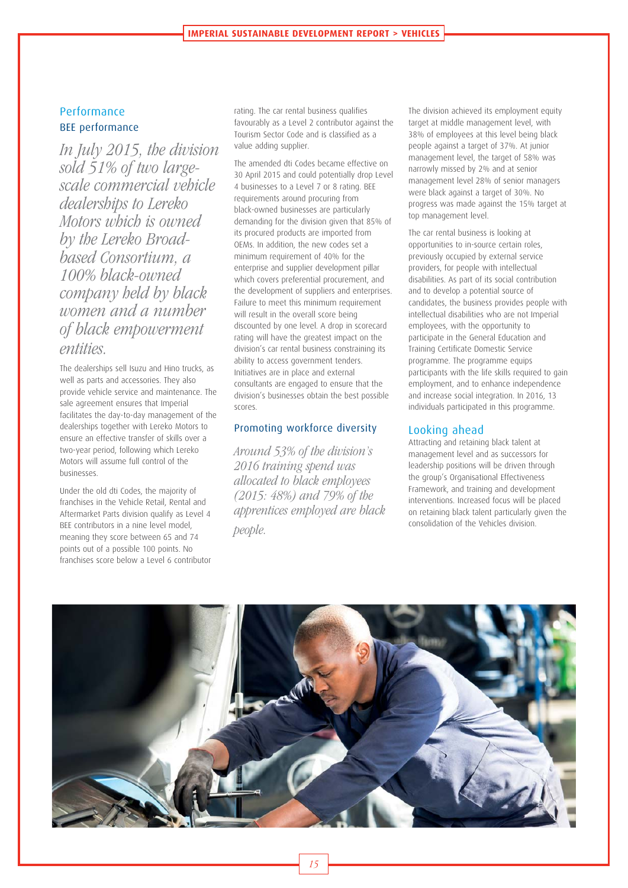## Performance

### BEE performance

*In July 2015, the division sold 51% of two large-scale commercial vehicle dealerships to Lereko Motors which is owned by the Lereko Broad-based Consortium, a 100% black-owned company held by black women and a number of black empowerment entities.*

The dealerships sell Isuzu and Hino trucks, as well as parts and accessories. They also provide vehicle service and maintenance. The sale agreement ensures that Imperial facilitates the day-to-day management of the dealerships together with Lereko Motors to ensure an effective transfer of skills over a two-year period, following which Lereko Motors will assume full control of the businesses.

Under the old dti Codes, the majority of franchises in the Vehicle Retail, Rental and Aftermarket Parts division qualify as Level 4 BEE contributors in a nine level model, meaning they score between 65 and 74 points out of a possible 100 points. No franchises score below a Level 6 contributor rating. The car rental business qualifies favourably as a Level 2 contributor against the Tourism Sector Code and is classified as a value adding supplier.

The amended dti Codes became effective on 30 April 2015 and could potentially drop Level 4 businesses to a Level 7 or 8 rating. BEE requirements around procuring from black-owned businesses are particularly demanding for the division given that 85% of its procured products are imported from OEMs. In addition, the new codes set a minimum requirement of 40% for the enterprise and supplier development pillar which covers preferential procurement, and the development of suppliers and enterprises. Failure to meet this minimum requirement will result in the overall score being discounted by one level. A drop in scorecard rating will have the greatest impact on the division's car rental business constraining its ability to access government tenders. Initiatives are in place and external consultants are engaged to ensure that the division's businesses obtain the best possible scores.

### Promoting workforce diversity

*Around 53% of the division's 2016 training spend was allocated to black employees (2015: 48%) and 79% of the apprentices employed are black people.*

The division achieved its employment equity target at middle management level, with 38% of employees at this level being black people against a target of 37%. At junior management level, the target of 58% was narrowly missed by 2% and at senior management level 28% of senior managers were black against a target of 30%. No progress was made against the 15% target at top management level.

The car rental business is looking at opportunities to in-source certain roles, previously occupied by external service providers, for people with intellectual disabilities. As part of its social contribution and to develop a potential source of candidates, the business provides people with intellectual disabilities who are not Imperial employees, with the opportunity to participate in the General Education and Training Certificate Domestic Service programme. The programme equips participants with the life skills required to gain employment, and to enhance independence and increase social integration. In 2016, 13 individuals participated in this programme.

## Looking ahead

Attracting and retaining black talent at management level and as successors for leadership positions will be driven through the group's Organisational Effectiveness Framework, and training and development interventions. Increased focus will be placed on retaining black talent particularly given the consolidation of the Vehicles division.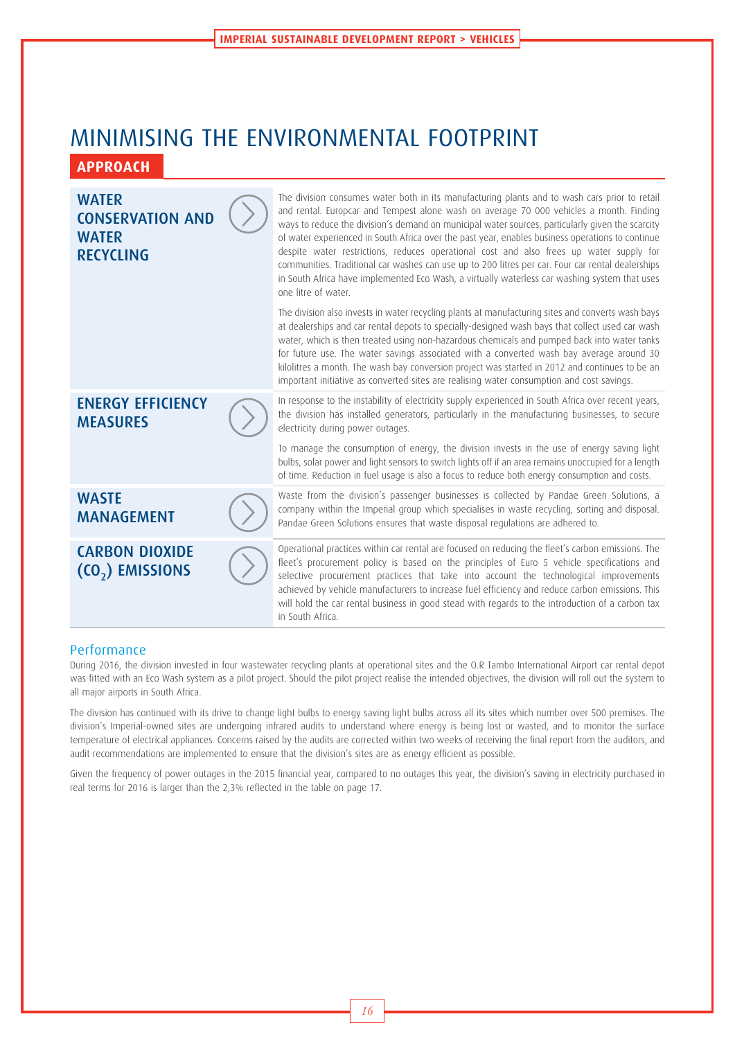# MINIMISING THE ENVIRONMENTAL FOOTPRINT

## APPROACH

### WATER CONSERVATION AND WATER RECYCLING

The division consumes water both in its manufacturing plants and to wash cars prior to retail and rental. Europcar and Tempest alone wash on average 70 000 vehicles a month. Finding ways to reduce the division's demand on municipal water sources, particularly given the scarcity of water experienced in South Africa over the past year, enables business operations to continue despite water restrictions, reduces operational cost and also frees up water supply for communities. Traditional car washes can use up to 200 litres per car. Four car rental dealerships in South Africa have implemented Eco Wash, a virtually waterless car washing system that uses one litre of water.

The division also invests in water recycling plants at manufacturing sites and converts wash bays at dealerships and car rental depots to specially-designed wash bays that collect used car wash water, which is then treated using non-hazardous chemicals and pumped back into water tanks for future use. The water savings associated with a converted wash bay average around 30 kilolitres a month. The wash bay conversion project was started in 2012 and continues to be an important initiative as converted sites are realising water consumption and cost savings.

### ENERGY EFFICIENCY MEASURES

In response to the instability of electricity supply experienced in South Africa over recent years, the division has installed generators, particularly in the manufacturing businesses, to secure electricity during power outages.

To manage the consumption of energy, the division invests in the use of energy saving light bulbs, solar power and light sensors to switch lights off if an area remains unoccupied for a length of time. Reduction in fuel usage is also a focus to reduce both energy consumption and costs.

### WASTE MANAGEMENT

Waste from the division's passenger businesses is collected by Pandae Green Solutions, a company within the Imperial group which specialises in waste recycling, sorting and disposal. Pandae Green Solutions ensures that waste disposal regulations are adhered to.

### CARBON DIOXIDE ($CO_2$) EMISSIONS

Operational practices within car rental are focused on reducing the fleet's carbon emissions. The fleet's procurement policy is based on the principles of Euro 5 vehicle specifications and selective procurement practices that take into account the technological improvements achieved by vehicle manufacturers to increase fuel efficiency and reduce carbon emissions. This will hold the car rental business in good stead with regards to the introduction of a carbon tax in South Africa.

## Performance

During 2016, the division invested in four wastewater recycling plants at operational sites and the O.R Tambo International Airport car rental depot was fitted with an Eco Wash system as a pilot project. Should the pilot project realise the intended objectives, the division will roll out the system to all major airports in South Africa.

The division has continued with its drive to change light bulbs to energy saving light bulbs across all its sites which number over 500 premises. The division's Imperial-owned sites are undergoing infrared audits to understand where energy is being lost or wasted, and to monitor the surface temperature of electrical appliances. Concerns raised by the audits are corrected within two weeks of receiving the final report from the auditors, and audit recommendations are implemented to ensure that the division's sites are as energy efficient as possible.

Given the frequency of power outages in the 2015 financial year, compared to no outages this year, the division's saving in electricity purchased in real terms for 2016 is larger than the 2,3% reflected in the table on page 17.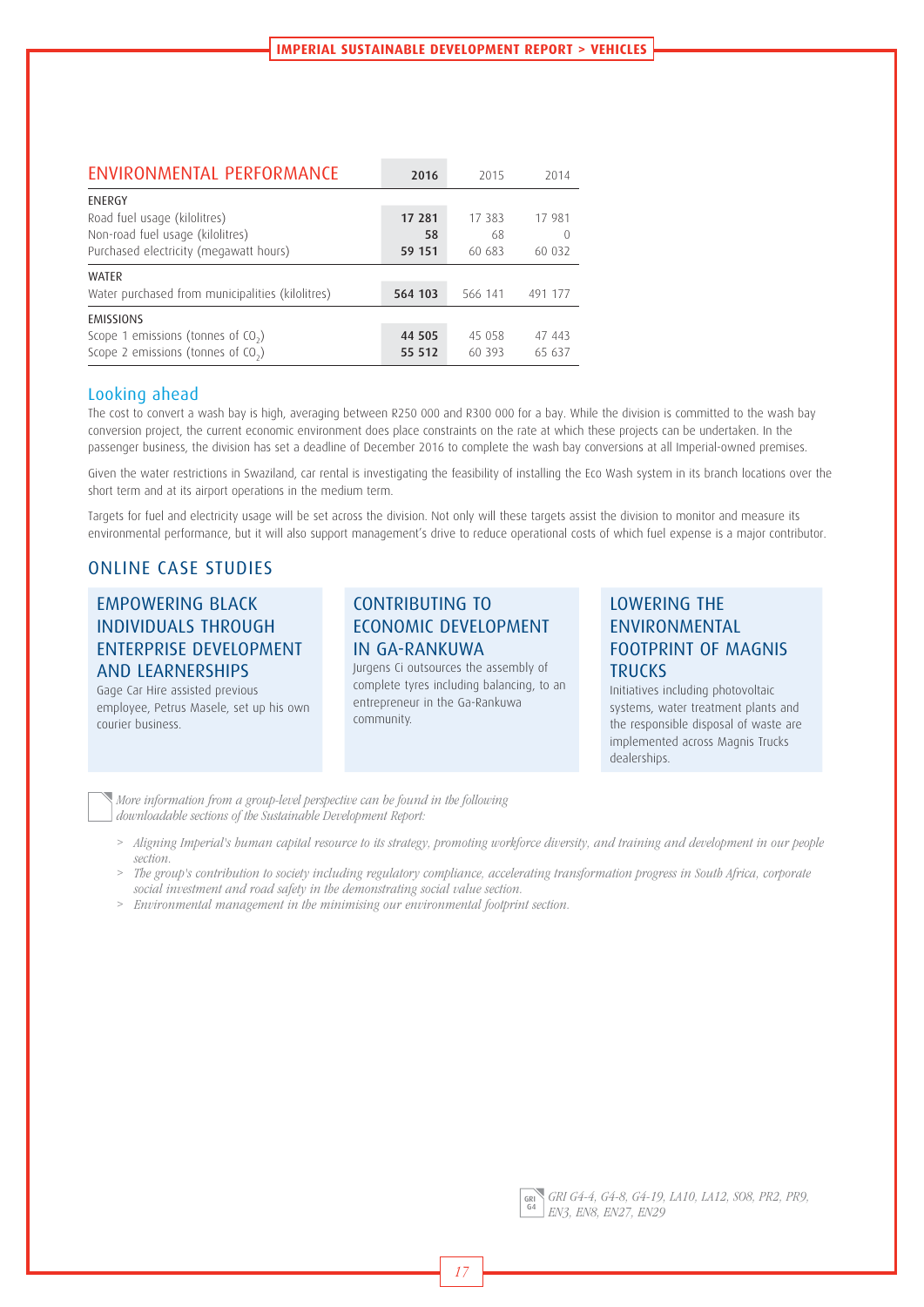| ENVIRONMENTAL PERFORMANCE | **2016** | 2015 | 2014 |
|---|---|---|---|
| ENERGY | | | |
| Road fuel usage (kilolitres) | **17 281** | 17 383 | 17 981 |
| Non-road fuel usage (kilolitres) | **58** | 68 | 0 |
| Purchased electricity (megawatt hours) | **59 151** | 60 683 | 60 032 |
| WATER | | | |
| Water purchased from municipalities (kilolitres) | **564 103** | 566 141 | 491 177 |
| EMISSIONS | | | |
| Scope 1 emissions (tonnes of $CO_2$) | **44 505** | 45 058 | 47 443 |
| Scope 2 emissions (tonnes of $CO_2$) | **55 512** | 60 393 | 65 637 |

## Looking ahead

The cost to convert a wash bay is high, averaging between R250 000 and R300 000 for a bay. While the division is committed to the wash bay conversion project, the current economic environment does place constraints on the rate at which these projects can be undertaken. In the passenger business, the division has set a deadline of December 2016 to complete the wash bay conversions at all Imperial-owned premises.

Given the water restrictions in Swaziland, car rental is investigating the feasibility of installing the Eco Wash system in its branch locations over the short term and at its airport operations in the medium term.

Targets for fuel and electricity usage will be set across the division. Not only will these targets assist the division to monitor and measure its environmental performance, but it will also support management's drive to reduce operational costs of which fuel expense is a major contributor.

## ONLINE CASE STUDIES

### EMPOWERING BLACK INDIVIDUALS THROUGH ENTERPRISE DEVELOPMENT AND LEARNERSHIPS

Gage Car Hire assisted previous employee, Petrus Masele, set up his own courier business.

### CONTRIBUTING TO ECONOMIC DEVELOPMENT IN GA-RANKUWA

Jurgens Ci outsources the assembly of complete tyres including balancing, to an entrepreneur in the Ga-Rankuwa community.

### LOWERING THE ENVIRONMENTAL FOOTPRINT OF MAGNIS TRUCKS

Initiatives including photovoltaic systems, water treatment plants and the responsible disposal of waste are implemented across Magnis Trucks dealerships.

*More information from a group-level perspective can be found in the following downloadable sections of the Sustainable Development Report:*

- *Aligning Imperial's human capital resource to its strategy, promoting workforce diversity, and training and development in our people section.*
- *The group's contribution to society including regulatory compliance, accelerating transformation progress in South Africa, corporate social investment and road safety in the demonstrating social value section.*
- *Environmental management in the minimising our environmental footprint section.*

GRI G4

*GRI G4-4, G4-8, G4-19, LA10, LA12, SO8, PR2, PR9, EN3, EN8, EN27, EN29*